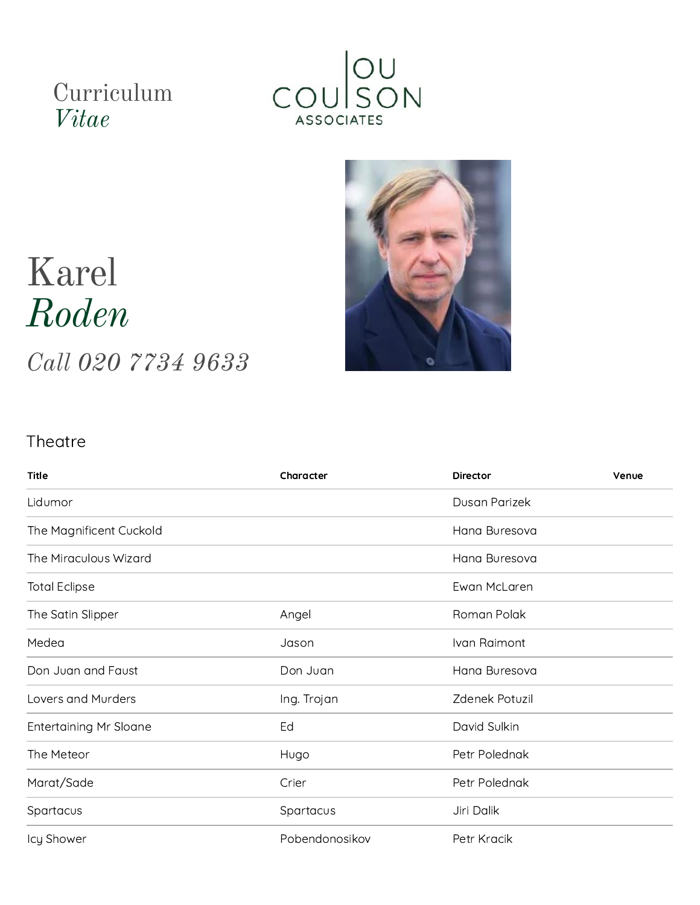Curriculum *Vitae*

LOU COULSON ASSOCIATES

# Karel *Roden*

*Call 020 7734 9633*

## Theatre

| Title | Character | Director | Venue |
|---|---|---|---|
| Lidumor | | Dusan Parizek | |
| The Magnificent Cuckold | | Hana Buresova | |
| The Miraculous Wizard | | Hana Buresova | |
| Total Eclipse | | Ewan McLaren | |
| The Satin Slipper | Angel | Roman Polak | |
| Medea | Jason | Ivan Raimont | |
| Don Juan and Faust | Don Juan | Hana Buresova | |
| Lovers and Murders | Ing. Trojan | Zdenek Potuzil | |
| Entertaining Mr Sloane | Ed | David Sulkin | |
| The Meteor | Hugo | Petr Polednak | |
| Marat/Sade | Crier | Petr Polednak | |
| Spartacus | Spartacus | Jiri Dalik | |
| Icy Shower | Pobendonosikov | Petr Kracik | |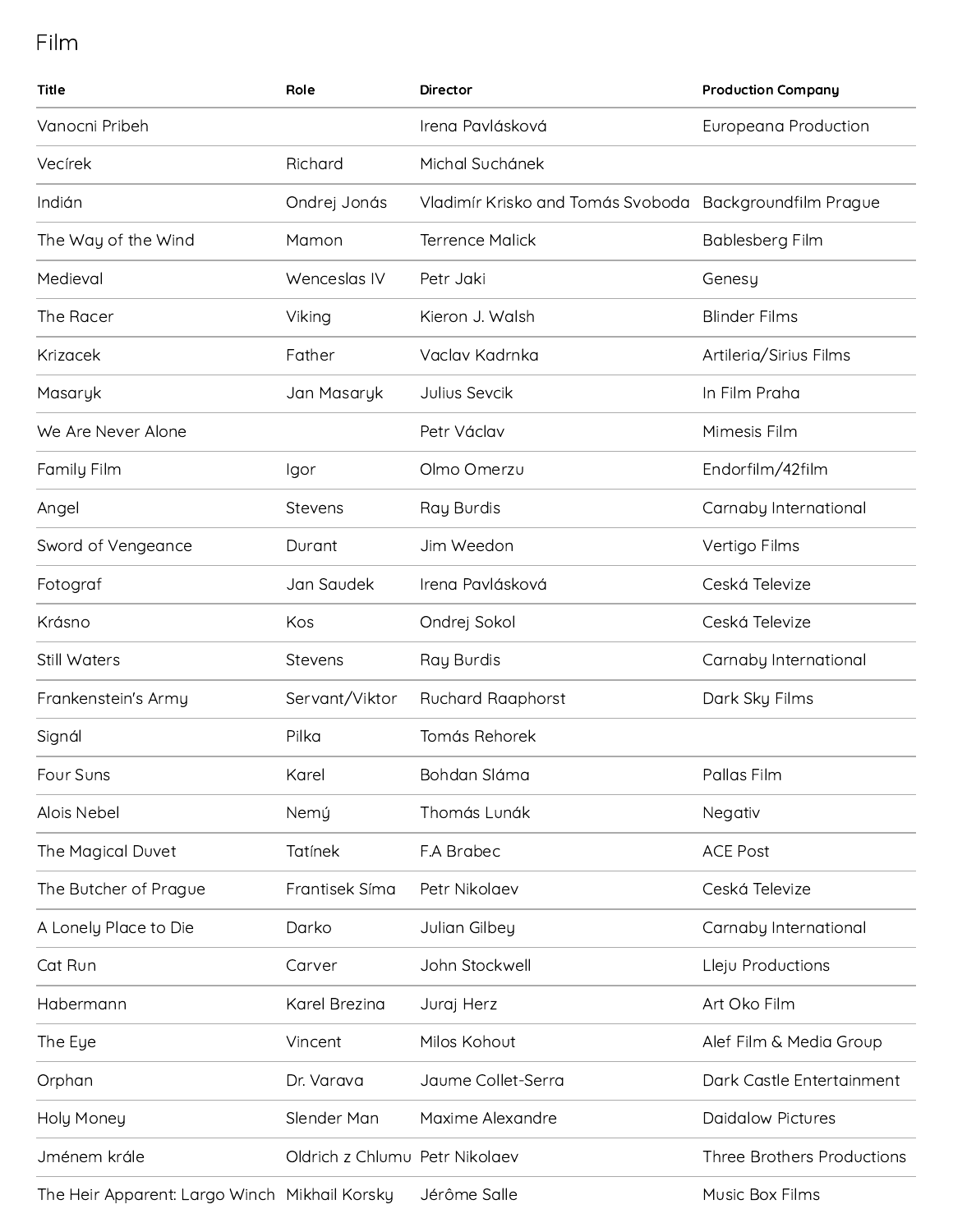# Film

| Title | Role | Director | Production Company |
|---|---|---|---|
| Vanocni Pribeh | | Irena Pavlásková | Europeana Production |
| Vecírek | Richard | Michal Suchánek | |
| Indián | Ondrej Jonás | Vladimír Krisko and Tomás Svoboda | Backgroundfilm Prague |
| The Way of the Wind | Mamon | Terrence Malick | Bablesberg Film |
| Medieval | Wenceslas IV | Petr Jaki | Genesy |
| The Racer | Viking | Kieron J. Walsh | Blinder Films |
| Krizacek | Father | Vaclav Kadrnka | Artileria/Sirius Films |
| Masaryk | Jan Masaryk | Julius Sevcik | In Film Praha |
| We Are Never Alone | | Petr Václav | Mimesis Film |
| Family Film | Igor | Olmo Omerzu | Endorfilm/42film |
| Angel | Stevens | Ray Burdis | Carnaby International |
| Sword of Vengeance | Durant | Jim Weedon | Vertigo Films |
| Fotograf | Jan Saudek | Irena Pavlásková | Ceská Televize |
| Krásno | Kos | Ondrej Sokol | Ceská Televize |
| Still Waters | Stevens | Ray Burdis | Carnaby International |
| Frankenstein's Army | Servant/Viktor | Ruchard Raaphorst | Dark Sky Films |
| Signál | Pilka | Tomás Rehorek | |
| Four Suns | Karel | Bohdan Sláma | Pallas Film |
| Alois Nebel | Nemý | Thomás Lunák | Negativ |
| The Magical Duvet | Tatínek | F.A Brabec | ACE Post |
| The Butcher of Prague | Frantisek Síma | Petr Nikolaev | Ceská Televize |
| A Lonely Place to Die | Darko | Julian Gilbey | Carnaby International |
| Cat Run | Carver | John Stockwell | Lleju Productions |
| Habermann | Karel Brezina | Juraj Herz | Art Oko Film |
| The Eye | Vincent | Milos Kohout | Alef Film & Media Group |
| Orphan | Dr. Varava | Jaume Collet-Serra | Dark Castle Entertainment |
| Holy Money | Slender Man | Maxime Alexandre | Daidalow Pictures |
| Jménem krále | Oldrich z Chlumu | Petr Nikolaev | Three Brothers Productions |
| The Heir Apparent: Largo Winch | Mikhail Korsky | Jérôme Salle | Music Box Films |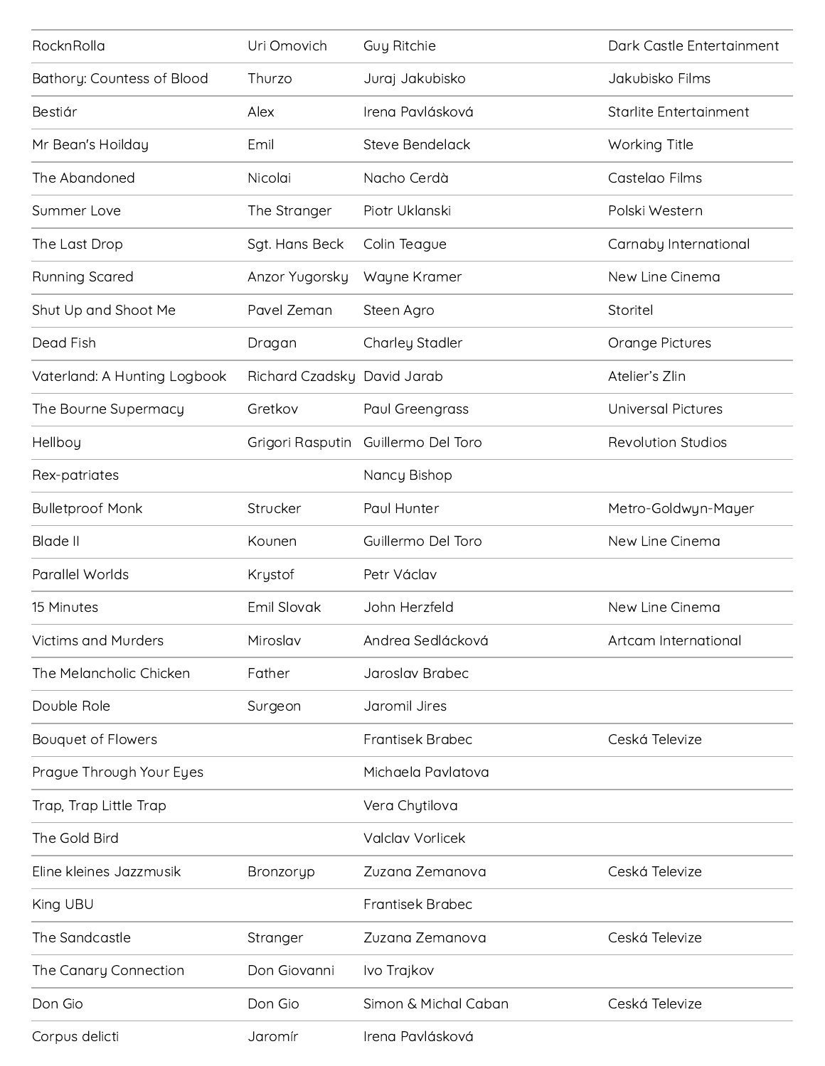| | | | |
|---|---|---|---|
| RocknRolla | Uri Omovich | Guy Ritchie | Dark Castle Entertainment |
| Bathory: Countess of Blood | Thurzo | Juraj Jakubisko | Jakubisko Films |
| Bestiár | Alex | Irena Pavlásková | Starlite Entertainment |
| Mr Bean's Hoilday | Emil | Steve Bendelack | Working Title |
| The Abandoned | Nicolai | Nacho Cerdà | Castelao Films |
| Summer Love | The Stranger | Piotr Uklanski | Polski Western |
| The Last Drop | Sgt. Hans Beck | Colin Teague | Carnaby International |
| Running Scared | Anzor Yugorsky | Wayne Kramer | New Line Cinema |
| Shut Up and Shoot Me | Pavel Zeman | Steen Agro | Storitel |
| Dead Fish | Dragan | Charley Stadler | Orange Pictures |
| Vaterland: A Hunting Logbook | Richard Czadsky | David Jarab | Atelier's Zlin |
| The Bourne Supermacy | Gretkov | Paul Greengrass | Universal Pictures |
| Hellboy | Grigori Rasputin | Guillermo Del Toro | Revolution Studios |
| Rex-patriates | | Nancy Bishop | |
| Bulletproof Monk | Strucker | Paul Hunter | Metro-Goldwyn-Mayer |
| Blade II | Kounen | Guillermo Del Toro | New Line Cinema |
| Parallel Worlds | Krystof | Petr Václav | |
| 15 Minutes | Emil Slovak | John Herzfeld | New Line Cinema |
| Victims and Murders | Miroslav | Andrea Sedlácková | Artcam International |
| The Melancholic Chicken | Father | Jaroslav Brabec | |
| Double Role | Surgeon | Jaromil Jires | |
| Bouquet of Flowers | | Frantisek Brabec | Ceská Televize |
| Prague Through Your Eyes | | Michaela Pavlatova | |
| Trap, Trap Little Trap | | Vera Chytilova | |
| The Gold Bird | | Valclav Vorlicek | |
| Eline kleines Jazzmusik | Bronzoryp | Zuzana Zemanova | Ceská Televize |
| King UBU | | Frantisek Brabec | |
| The Sandcastle | Stranger | Zuzana Zemanova | Ceská Televize |
| The Canary Connection | Don Giovanni | Ivo Trajkov | |
| Don Gio | Don Gio | Simon & Michal Caban | Ceská Televize |
| Corpus delicti | Jaromír | Irena Pavlásková | |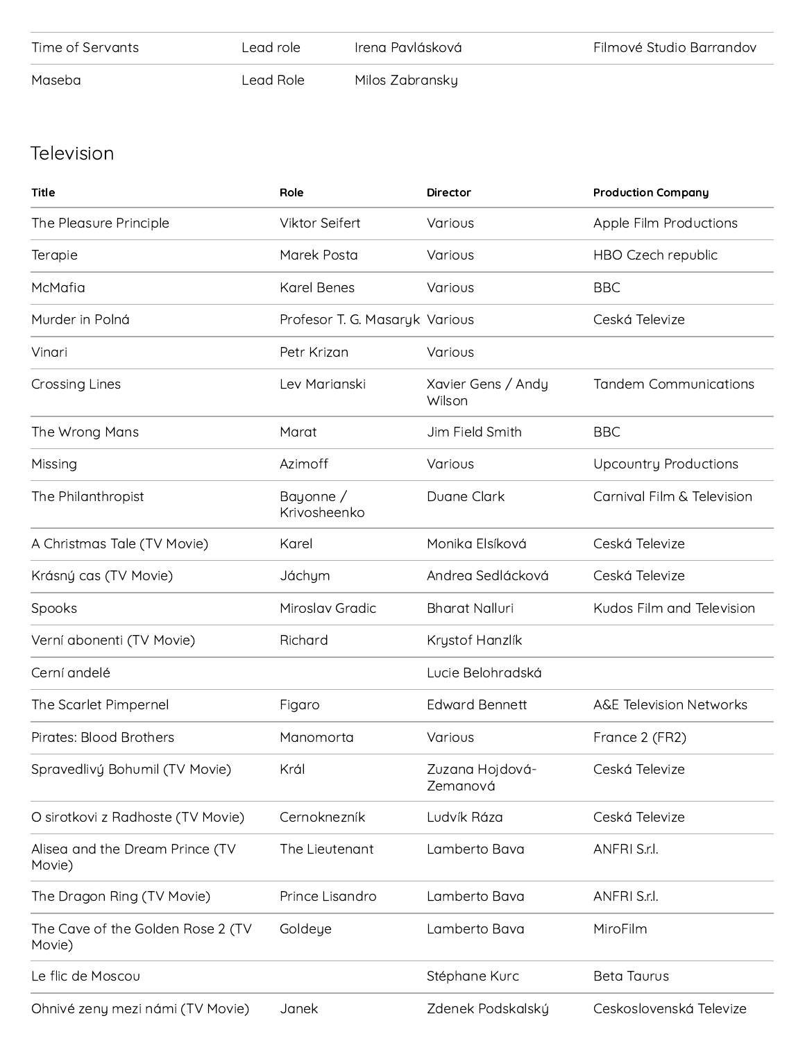| | | | |
|---|---|---|---|
| Time of Servants | Lead role | Irena Pavlásková | Filmové Studio Barrandov |
| Maseba | Lead Role | Milos Zabransky | |

## Television

| Title | Role | Director | Production Company |
|---|---|---|---|
| The Pleasure Principle | Viktor Seifert | Various | Apple Film Productions |
| Terapie | Marek Posta | Various | HBO Czech republic |
| McMafia | Karel Benes | Various | BBC |
| Murder in Polná | Profesor T. G. Masaryk | Various | Ceská Televize |
| Vinari | Petr Krizan | Various | |
| Crossing Lines | Lev Marianski | Xavier Gens / Andy Wilson | Tandem Communications |
| The Wrong Mans | Marat | Jim Field Smith | BBC |
| Missing | Azimoff | Various | Upcountry Productions |
| The Philanthropist | Bayonne / Krivosheenko | Duane Clark | Carnival Film & Television |
| A Christmas Tale (TV Movie) | Karel | Monika Elsíková | Ceská Televize |
| Krásný cas (TV Movie) | Jáchym | Andrea Sedlácková | Ceská Televize |
| Spooks | Miroslav Gradic | Bharat Nalluri | Kudos Film and Television |
| Verní abonenti (TV Movie) | Richard | Krystof Hanzlík | |
| Cerní andelé | | Lucie Belohradská | |
| The Scarlet Pimpernel | Figaro | Edward Bennett | A&E Television Networks |
| Pirates: Blood Brothers | Manomorta | Various | France 2 (FR2) |
| Spravedlivý Bohumil (TV Movie) | Král | Zuzana Hojdová-Zemanová | Ceská Televize |
| O sirotkovi z Radhoste (TV Movie) | Cernokneznník | Ludvík Ráza | Ceská Televize |
| Alisea and the Dream Prince (TV Movie) | The Lieutenant | Lamberto Bava | ANFRI S.r.l. |
| The Dragon Ring (TV Movie) | Prince Lisandro | Lamberto Bava | ANFRI S.r.l. |
| The Cave of the Golden Rose 2 (TV Movie) | Goldeye | Lamberto Bava | MiroFilm |
| Le flic de Moscou | | Stéphane Kurc | Beta Taurus |
| Ohnivé zeny mezi námi (TV Movie) | Janek | Zdenek Podskalský | Ceskoslovenská Televize |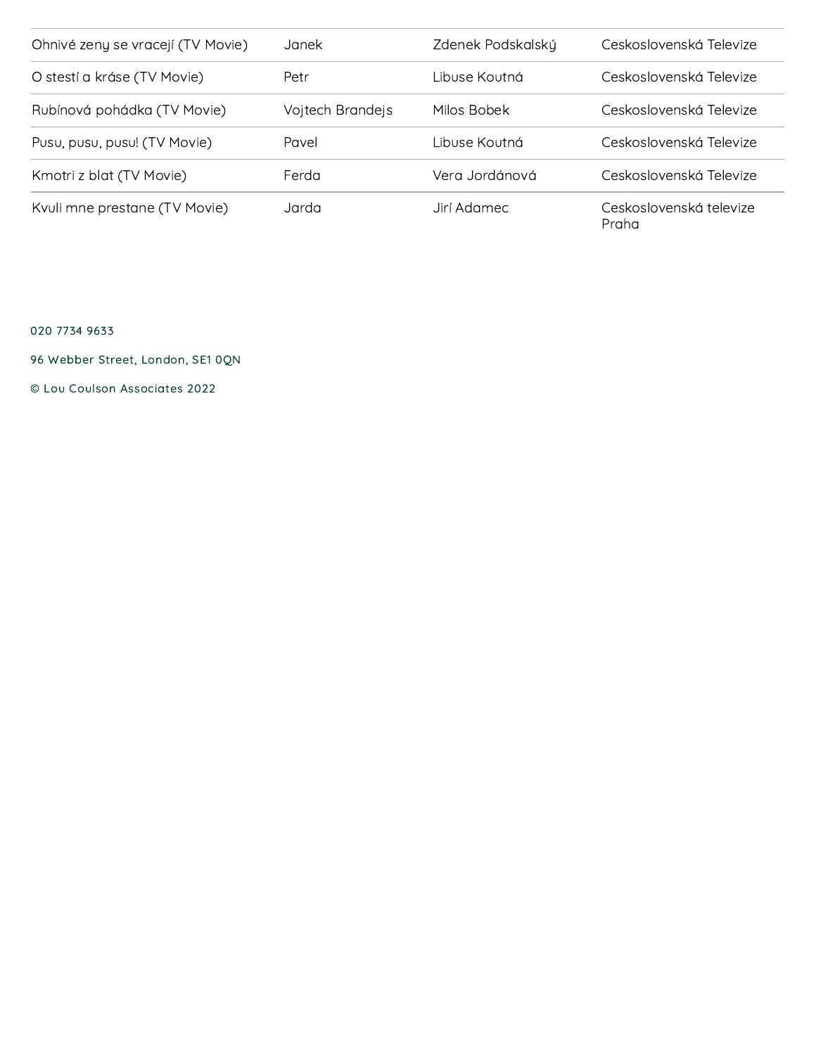| | | | |
|---|---|---|---|
| Ohnivé zeny se vracejí (TV Movie) | Janek | Zdenek Podskalský | Ceskoslovenská Televize |
| O stestí a kráse (TV Movie) | Petr | Libuse Koutná | Ceskoslovenská Televize |
| Rubínová pohádka (TV Movie) | Vojtech Brandejs | Milos Bobek | Ceskoslovenská Televize |
| Pusu, pusu, pusu! (TV Movie) | Pavel | Libuse Koutná | Ceskoslovenská Televize |
| Kmotri z blat (TV Movie) | Ferda | Vera Jordánová | Ceskoslovenská Televize |
| Kvuli mne prestane (TV Movie) | Jarda | Jirí Adamec | Ceskoslovenská televize Praha |

020 7734 9633

96 Webber Street, London, SE1 0QN

© Lou Coulson Associates 2022